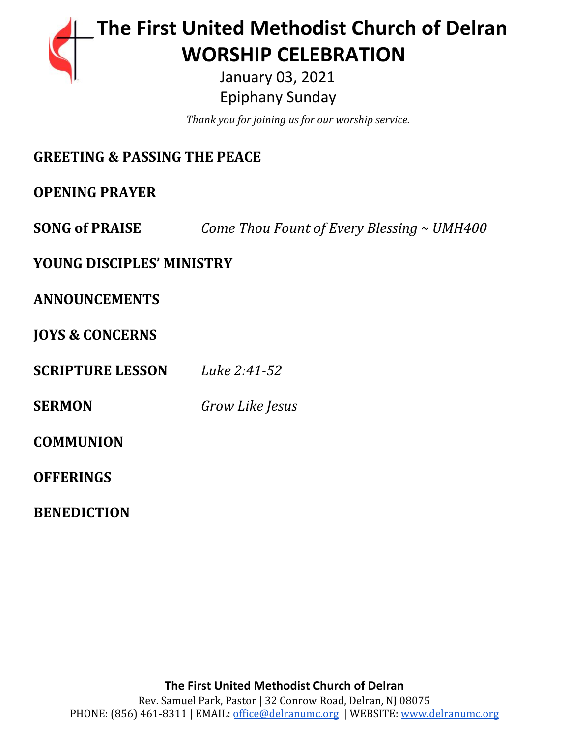# The First United Methodist Church of Delran
# WORSHIP CELEBRATION

January 03, 2021

Epiphany Sunday

*Thank you for joining us for our worship service.*

**GREETING & PASSING THE PEACE**

**OPENING PRAYER**

**SONG of PRAISE** *Come Thou Fount of Every Blessing ~ UMH400*

**YOUNG DISCIPLES' MINISTRY**

**ANNOUNCEMENTS**

**JOYS & CONCERNS**

**SCRIPTURE LESSON** *Luke 2:41-52*

**SERMON** *Grow Like Jesus*

**COMMUNION**

**OFFERINGS**

**BENEDICTION**

---

**The First United Methodist Church of Delran**

Rev. Samuel Park, Pastor | 32 Conrow Road, Delran, NJ 08075

PHONE: (856) 461-8311 | EMAIL: office@delranumc.org | WEBSITE: www.delranumc.org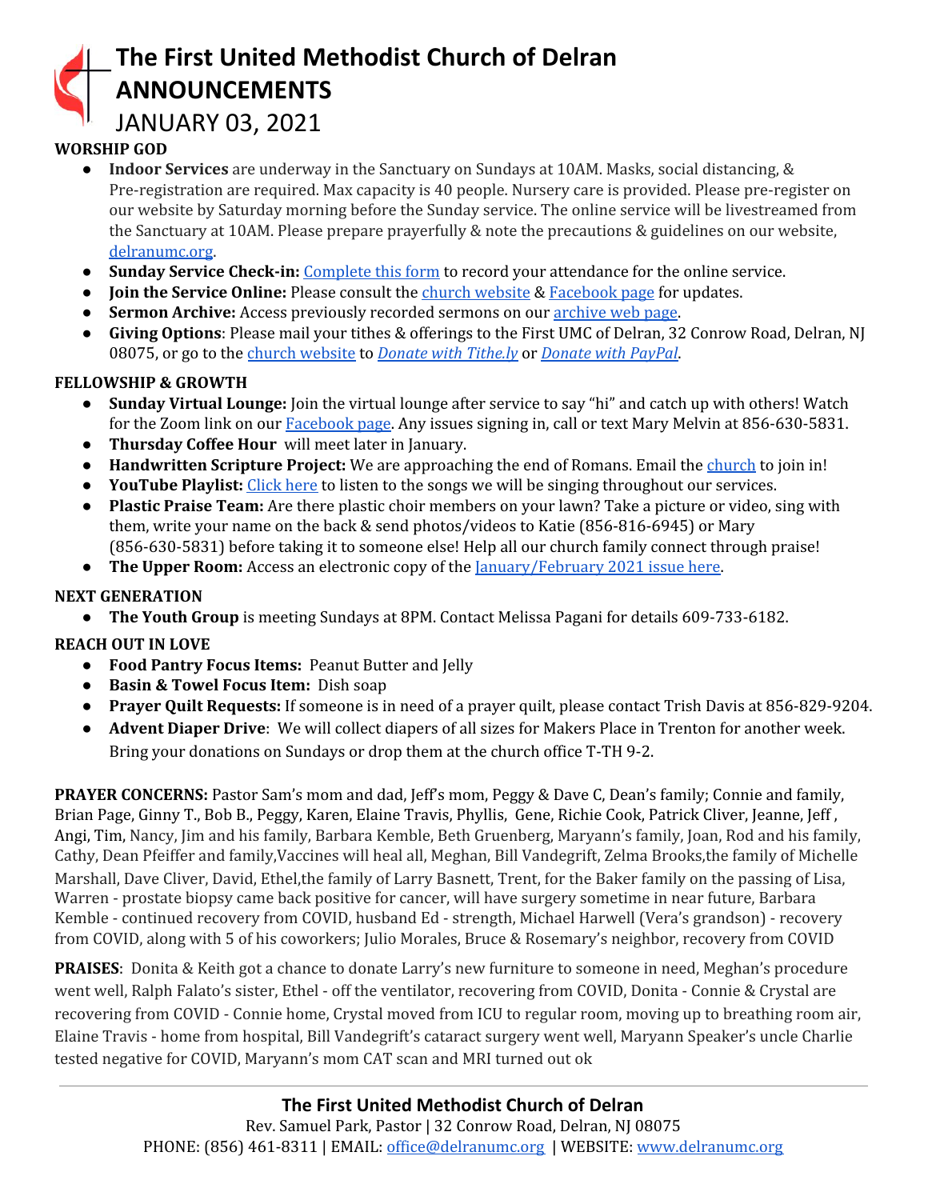# The First United Methodist Church of Delran
# ANNOUNCEMENTS
## JANUARY 03, 2021

**WORSHIP GOD**

- **Indoor Services** are underway in the Sanctuary on Sundays at 10AM. Masks, social distancing, & Pre-registration are required. Max capacity is 40 people. Nursery care is provided. Please pre-register on our website by Saturday morning before the Sunday service. The online service will be livestreamed from the Sanctuary at 10AM. Please prepare prayerfully & note the precautions & guidelines on our website, delranumc.org.
- **Sunday Service Check-in:** Complete this form to record your attendance for the online service.
- **Join the Service Online:** Please consult the church website & Facebook page for updates.
- **Sermon Archive:** Access previously recorded sermons on our archive web page.
- **Giving Options**: Please mail your tithes & offerings to the First UMC of Delran, 32 Conrow Road, Delran, NJ 08075, or go to the church website to *Donate with Tithe.ly* or *Donate with PayPal*.

**FELLOWSHIP & GROWTH**

- **Sunday Virtual Lounge:** Join the virtual lounge after service to say "hi" and catch up with others! Watch for the Zoom link on our Facebook page. Any issues signing in, call or text Mary Melvin at 856-630-5831.
- **Thursday Coffee Hour** will meet later in January.
- **Handwritten Scripture Project:** We are approaching the end of Romans. Email the church to join in!
- **YouTube Playlist:** Click here to listen to the songs we will be singing throughout our services.
- **Plastic Praise Team:** Are there plastic choir members on your lawn? Take a picture or video, sing with them, write your name on the back & send photos/videos to Katie (856-816-6945) or Mary (856-630-5831) before taking it to someone else! Help all our church family connect through praise!
- **The Upper Room:** Access an electronic copy of the January/February 2021 issue here.

**NEXT GENERATION**

- **The Youth Group** is meeting Sundays at 8PM. Contact Melissa Pagani for details 609-733-6182.

**REACH OUT IN LOVE**

- **Food Pantry Focus Items:** Peanut Butter and Jelly
- **Basin & Towel Focus Item:** Dish soap
- **Prayer Quilt Requests:** If someone is in need of a prayer quilt, please contact Trish Davis at 856-829-9204.
- **Advent Diaper Drive**: We will collect diapers of all sizes for Makers Place in Trenton for another week. Bring your donations on Sundays or drop them at the church office T-TH 9-2.

**PRAYER CONCERNS:** Pastor Sam's mom and dad, Jeff's mom, Peggy & Dave C, Dean's family; Connie and family, Brian Page, Ginny T., Bob B., Peggy, Karen, Elaine Travis, Phyllis, Gene, Richie Cook, Patrick Cliver, Jeanne, Jeff , Angi, Tim, Nancy, Jim and his family, Barbara Kemble, Beth Gruenberg, Maryann's family, Joan, Rod and his family, Cathy, Dean Pfeiffer and family,Vaccines will heal all, Meghan, Bill Vandegrift, Zelma Brooks,the family of Michelle Marshall, Dave Cliver, David, Ethel,the family of Larry Basnett, Trent, for the Baker family on the passing of Lisa, Warren - prostate biopsy came back positive for cancer, will have surgery sometime in near future, Barbara Kemble - continued recovery from COVID, husband Ed - strength, Michael Harwell (Vera's grandson) - recovery from COVID, along with 5 of his coworkers; Julio Morales, Bruce & Rosemary's neighbor, recovery from COVID

**PRAISES**: Donita & Keith got a chance to donate Larry's new furniture to someone in need, Meghan's procedure went well, Ralph Falato's sister, Ethel - off the ventilator, recovering from COVID, Donita - Connie & Crystal are recovering from COVID - Connie home, Crystal moved from ICU to regular room, moving up to breathing room air, Elaine Travis - home from hospital, Bill Vandegrift's cataract surgery went well, Maryann Speaker's uncle Charlie tested negative for COVID, Maryann's mom CAT scan and MRI turned out ok

---

**The First United Methodist Church of Delran**
Rev. Samuel Park, Pastor | 32 Conrow Road, Delran, NJ 08075
PHONE: (856) 461-8311 | EMAIL: office@delranumc.org | WEBSITE: www.delranumc.org